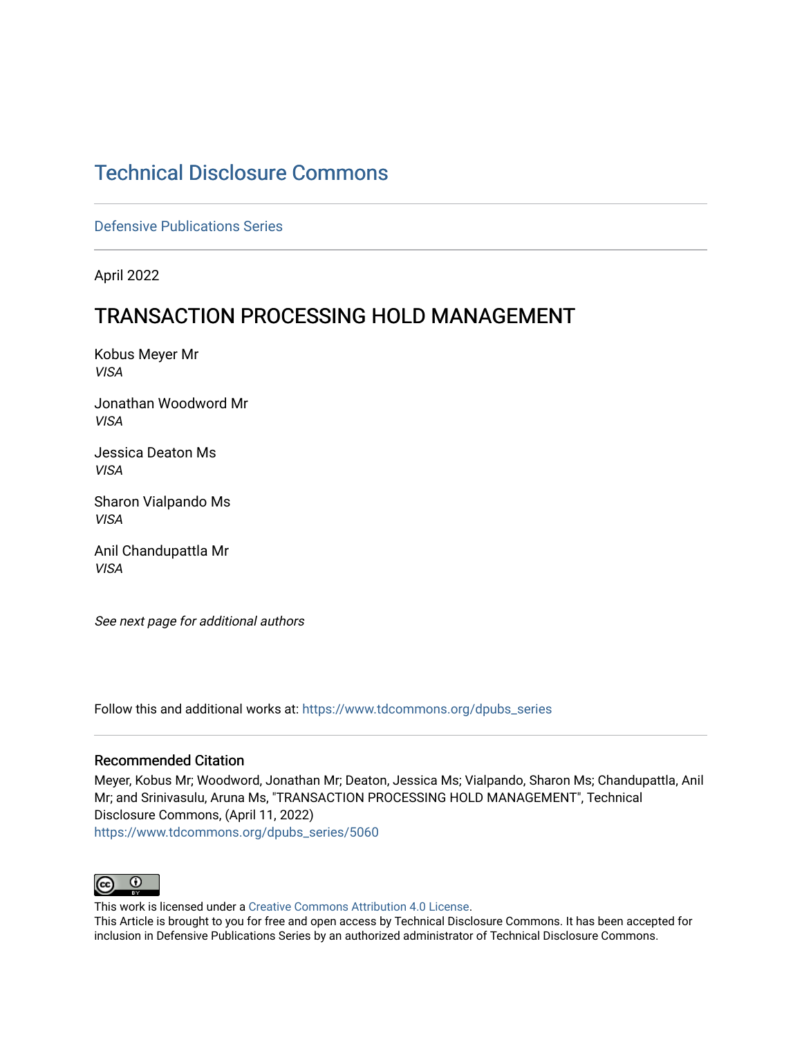# Technical Disclosure Commons

Defensive Publications Series

April 2022

## TRANSACTION PROCESSING HOLD MANAGEMENT

Kobus Meyer Mr
*VISA*

Jonathan Woodword Mr
*VISA*

Jessica Deaton Ms
*VISA*

Sharon Vialpando Ms
*VISA*

Anil Chandupattla Mr
*VISA*

*See next page for additional authors*

Follow this and additional works at: https://www.tdcommons.org/dpubs_series

### Recommended Citation

Meyer, Kobus Mr; Woodword, Jonathan Mr; Deaton, Jessica Ms; Vialpando, Sharon Ms; Chandupattla, Anil Mr; and Srinivasulu, Aruna Ms, "TRANSACTION PROCESSING HOLD MANAGEMENT", Technical Disclosure Commons, (April 11, 2022)
https://www.tdcommons.org/dpubs_series/5060

This work is licensed under a Creative Commons Attribution 4.0 License.
This Article is brought to you for free and open access by Technical Disclosure Commons. It has been accepted for inclusion in Defensive Publications Series by an authorized administrator of Technical Disclosure Commons.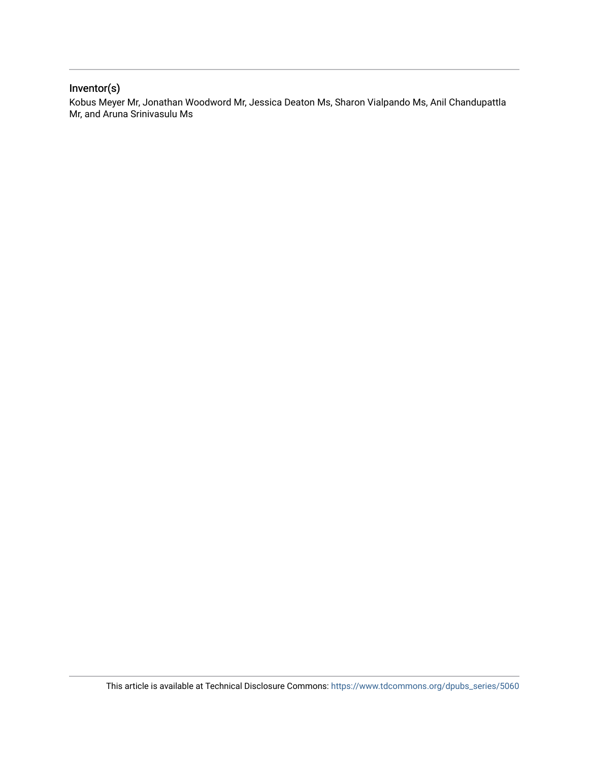## Inventor(s)

Kobus Meyer Mr, Jonathan Woodword Mr, Jessica Deaton Ms, Sharon Vialpando Ms, Anil Chandupattla Mr, and Aruna Srinivasulu Ms

This article is available at Technical Disclosure Commons: https://www.tdcommons.org/dpubs_series/5060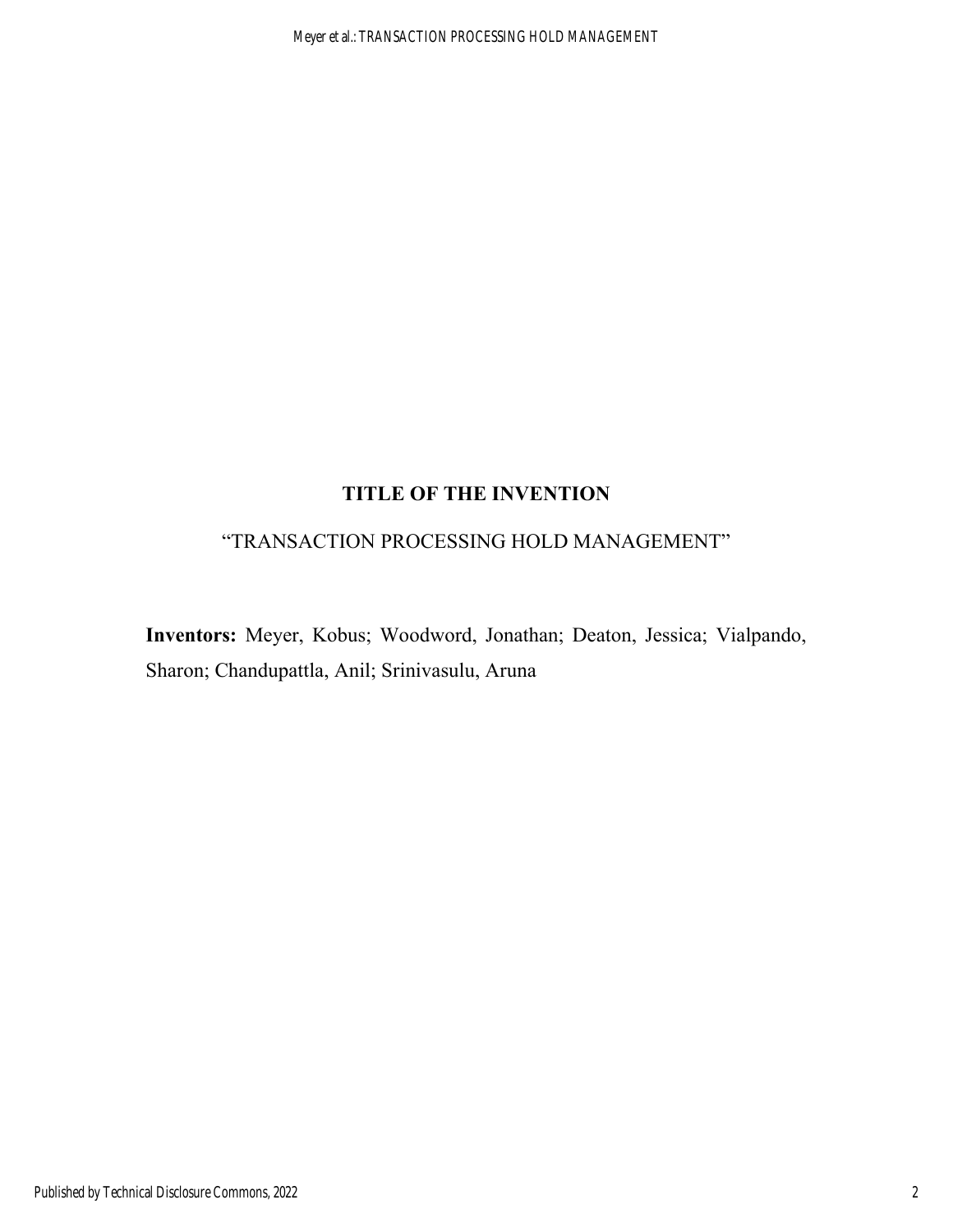## TITLE OF THE INVENTION

"TRANSACTION PROCESSING HOLD MANAGEMENT"

**Inventors:** Meyer, Kobus; Woodword, Jonathan; Deaton, Jessica; Vialpando, Sharon; Chandupattla, Anil; Srinivasulu, Aruna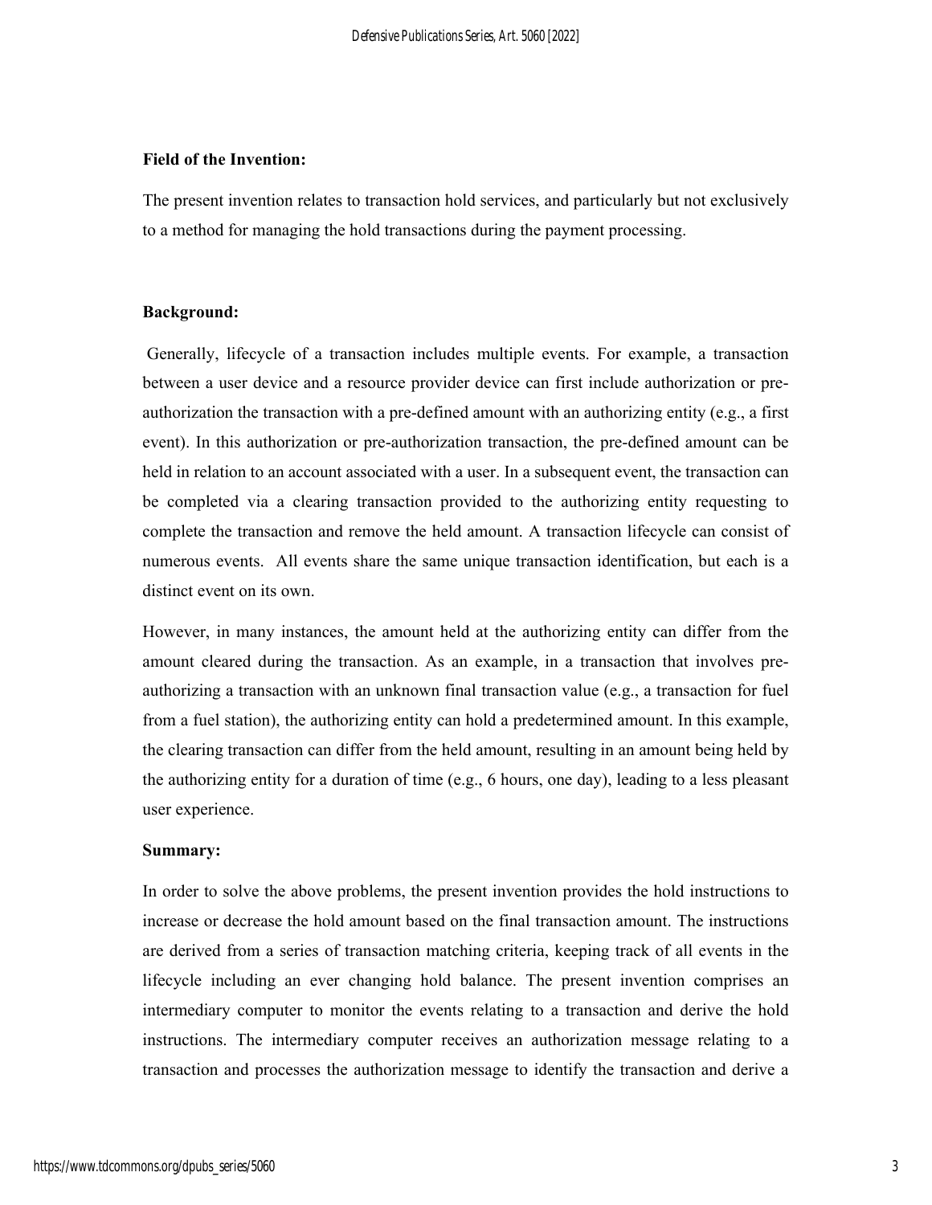**Field of the Invention:**

The present invention relates to transaction hold services, and particularly but not exclusively to a method for managing the hold transactions during the payment processing.

**Background:**

Generally, lifecycle of a transaction includes multiple events. For example, a transaction between a user device and a resource provider device can first include authorization or pre-authorization the transaction with a pre-defined amount with an authorizing entity (e.g., a first event). In this authorization or pre-authorization transaction, the pre-defined amount can be held in relation to an account associated with a user. In a subsequent event, the transaction can be completed via a clearing transaction provided to the authorizing entity requesting to complete the transaction and remove the held amount. A transaction lifecycle can consist of numerous events. All events share the same unique transaction identification, but each is a distinct event on its own.

However, in many instances, the amount held at the authorizing entity can differ from the amount cleared during the transaction. As an example, in a transaction that involves pre-authorizing a transaction with an unknown final transaction value (e.g., a transaction for fuel from a fuel station), the authorizing entity can hold a predetermined amount. In this example, the clearing transaction can differ from the held amount, resulting in an amount being held by the authorizing entity for a duration of time (e.g., 6 hours, one day), leading to a less pleasant user experience.

**Summary:**

In order to solve the above problems, the present invention provides the hold instructions to increase or decrease the hold amount based on the final transaction amount. The instructions are derived from a series of transaction matching criteria, keeping track of all events in the lifecycle including an ever changing hold balance. The present invention comprises an intermediary computer to monitor the events relating to a transaction and derive the hold instructions. The intermediary computer receives an authorization message relating to a transaction and processes the authorization message to identify the transaction and derive a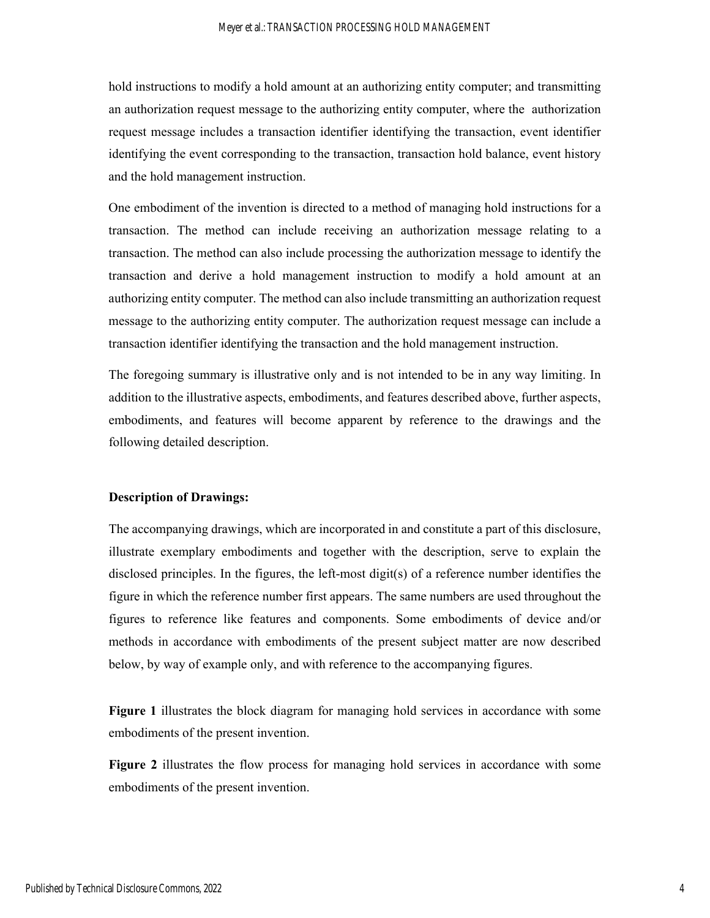hold instructions to modify a hold amount at an authorizing entity computer; and transmitting an authorization request message to the authorizing entity computer, where the authorization request message includes a transaction identifier identifying the transaction, event identifier identifying the event corresponding to the transaction, transaction hold balance, event history and the hold management instruction.

One embodiment of the invention is directed to a method of managing hold instructions for a transaction. The method can include receiving an authorization message relating to a transaction. The method can also include processing the authorization message to identify the transaction and derive a hold management instruction to modify a hold amount at an authorizing entity computer. The method can also include transmitting an authorization request message to the authorizing entity computer. The authorization request message can include a transaction identifier identifying the transaction and the hold management instruction.

The foregoing summary is illustrative only and is not intended to be in any way limiting. In addition to the illustrative aspects, embodiments, and features described above, further aspects, embodiments, and features will become apparent by reference to the drawings and the following detailed description.

**Description of Drawings:**

The accompanying drawings, which are incorporated in and constitute a part of this disclosure, illustrate exemplary embodiments and together with the description, serve to explain the disclosed principles. In the figures, the left-most digit(s) of a reference number identifies the figure in which the reference number first appears. The same numbers are used throughout the figures to reference like features and components. Some embodiments of device and/or methods in accordance with embodiments of the present subject matter are now described below, by way of example only, and with reference to the accompanying figures.

**Figure 1** illustrates the block diagram for managing hold services in accordance with some embodiments of the present invention.

**Figure 2** illustrates the flow process for managing hold services in accordance with some embodiments of the present invention.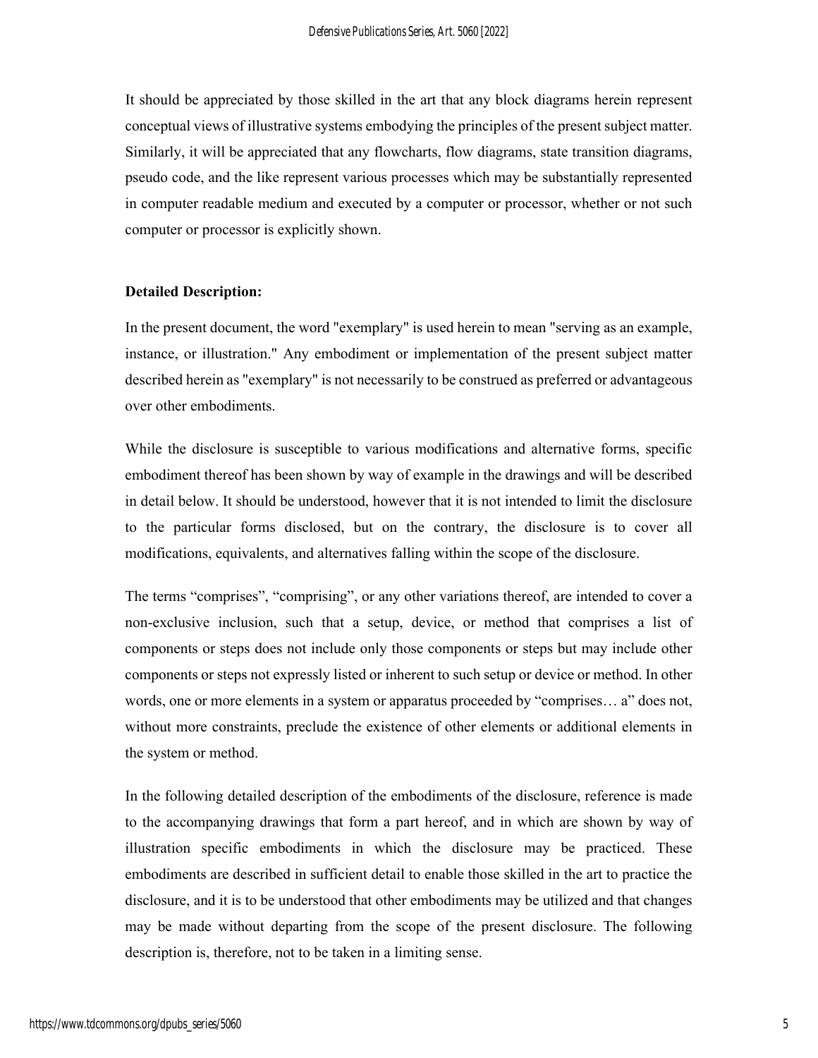It should be appreciated by those skilled in the art that any block diagrams herein represent conceptual views of illustrative systems embodying the principles of the present subject matter. Similarly, it will be appreciated that any flowcharts, flow diagrams, state transition diagrams, pseudo code, and the like represent various processes which may be substantially represented in computer readable medium and executed by a computer or processor, whether or not such computer or processor is explicitly shown.

**Detailed Description:**

In the present document, the word "exemplary" is used herein to mean "serving as an example, instance, or illustration." Any embodiment or implementation of the present subject matter described herein as "exemplary" is not necessarily to be construed as preferred or advantageous over other embodiments.

While the disclosure is susceptible to various modifications and alternative forms, specific embodiment thereof has been shown by way of example in the drawings and will be described in detail below. It should be understood, however that it is not intended to limit the disclosure to the particular forms disclosed, but on the contrary, the disclosure is to cover all modifications, equivalents, and alternatives falling within the scope of the disclosure.

The terms “comprises”, “comprising”, or any other variations thereof, are intended to cover a non-exclusive inclusion, such that a setup, device, or method that comprises a list of components or steps does not include only those components or steps but may include other components or steps not expressly listed or inherent to such setup or device or method. In other words, one or more elements in a system or apparatus proceeded by “comprises… a” does not, without more constraints, preclude the existence of other elements or additional elements in the system or method.

In the following detailed description of the embodiments of the disclosure, reference is made to the accompanying drawings that form a part hereof, and in which are shown by way of illustration specific embodiments in which the disclosure may be practiced. These embodiments are described in sufficient detail to enable those skilled in the art to practice the disclosure, and it is to be understood that other embodiments may be utilized and that changes may be made without departing from the scope of the present disclosure. The following description is, therefore, not to be taken in a limiting sense.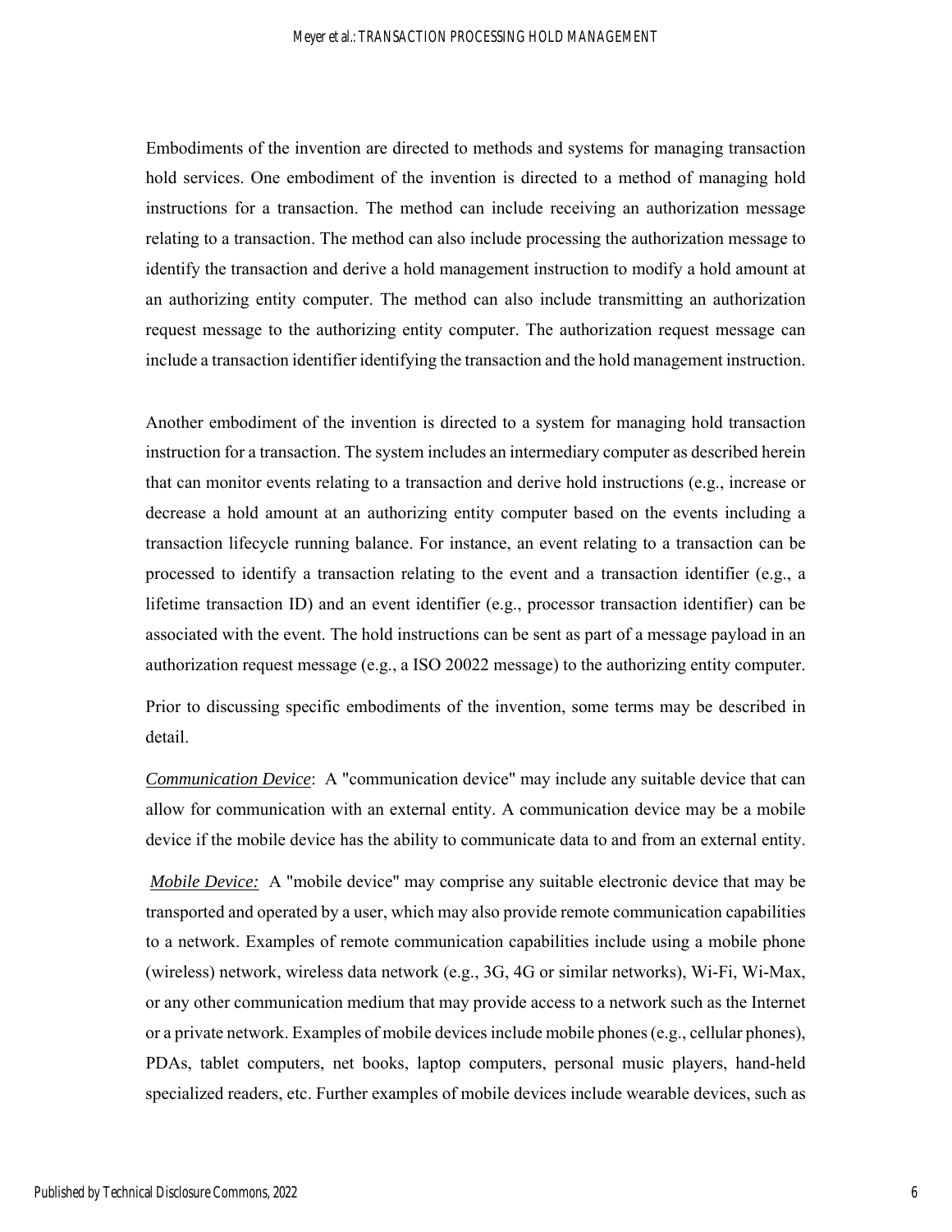Embodiments of the invention are directed to methods and systems for managing transaction hold services. One embodiment of the invention is directed to a method of managing hold instructions for a transaction. The method can include receiving an authorization message relating to a transaction. The method can also include processing the authorization message to identify the transaction and derive a hold management instruction to modify a hold amount at an authorizing entity computer. The method can also include transmitting an authorization request message to the authorizing entity computer. The authorization request message can include a transaction identifier identifying the transaction and the hold management instruction.

Another embodiment of the invention is directed to a system for managing hold transaction instruction for a transaction. The system includes an intermediary computer as described herein that can monitor events relating to a transaction and derive hold instructions (e.g., increase or decrease a hold amount at an authorizing entity computer based on the events including a transaction lifecycle running balance. For instance, an event relating to a transaction can be processed to identify a transaction relating to the event and a transaction identifier (e.g., a lifetime transaction ID) and an event identifier (e.g., processor transaction identifier) can be associated with the event. The hold instructions can be sent as part of a message payload in an authorization request message (e.g., a ISO 20022 message) to the authorizing entity computer.

Prior to discussing specific embodiments of the invention, some terms may be described in detail.

*Communication Device*: A "communication device" may include any suitable device that can allow for communication with an external entity. A communication device may be a mobile device if the mobile device has the ability to communicate data to and from an external entity.

*Mobile Device:* A "mobile device" may comprise any suitable electronic device that may be transported and operated by a user, which may also provide remote communication capabilities to a network. Examples of remote communication capabilities include using a mobile phone (wireless) network, wireless data network (e.g., 3G, 4G or similar networks), Wi-Fi, Wi-Max, or any other communication medium that may provide access to a network such as the Internet or a private network. Examples of mobile devices include mobile phones (e.g., cellular phones), PDAs, tablet computers, net books, laptop computers, personal music players, hand-held specialized readers, etc. Further examples of mobile devices include wearable devices, such as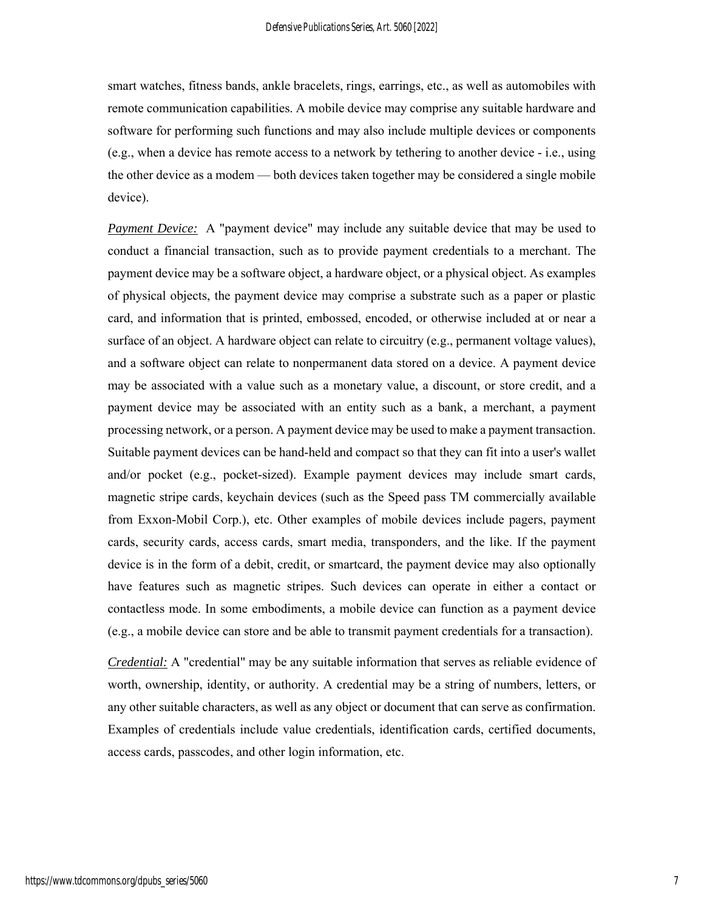smart watches, fitness bands, ankle bracelets, rings, earrings, etc., as well as automobiles with remote communication capabilities. A mobile device may comprise any suitable hardware and software for performing such functions and may also include multiple devices or components (e.g., when a device has remote access to a network by tethering to another device - i.e., using the other device as a modem — both devices taken together may be considered a single mobile device).

*Payment Device:* A "payment device" may include any suitable device that may be used to conduct a financial transaction, such as to provide payment credentials to a merchant. The payment device may be a software object, a hardware object, or a physical object. As examples of physical objects, the payment device may comprise a substrate such as a paper or plastic card, and information that is printed, embossed, encoded, or otherwise included at or near a surface of an object. A hardware object can relate to circuitry (e.g., permanent voltage values), and a software object can relate to nonpermanent data stored on a device. A payment device may be associated with a value such as a monetary value, a discount, or store credit, and a payment device may be associated with an entity such as a bank, a merchant, a payment processing network, or a person. A payment device may be used to make a payment transaction. Suitable payment devices can be hand-held and compact so that they can fit into a user's wallet and/or pocket (e.g., pocket-sized). Example payment devices may include smart cards, magnetic stripe cards, keychain devices (such as the Speed pass TM commercially available from Exxon-Mobil Corp.), etc. Other examples of mobile devices include pagers, payment cards, security cards, access cards, smart media, transponders, and the like. If the payment device is in the form of a debit, credit, or smartcard, the payment device may also optionally have features such as magnetic stripes. Such devices can operate in either a contact or contactless mode. In some embodiments, a mobile device can function as a payment device (e.g., a mobile device can store and be able to transmit payment credentials for a transaction).

*Credential:* A "credential" may be any suitable information that serves as reliable evidence of worth, ownership, identity, or authority. A credential may be a string of numbers, letters, or any other suitable characters, as well as any object or document that can serve as confirmation. Examples of credentials include value credentials, identification cards, certified documents, access cards, passcodes, and other login information, etc.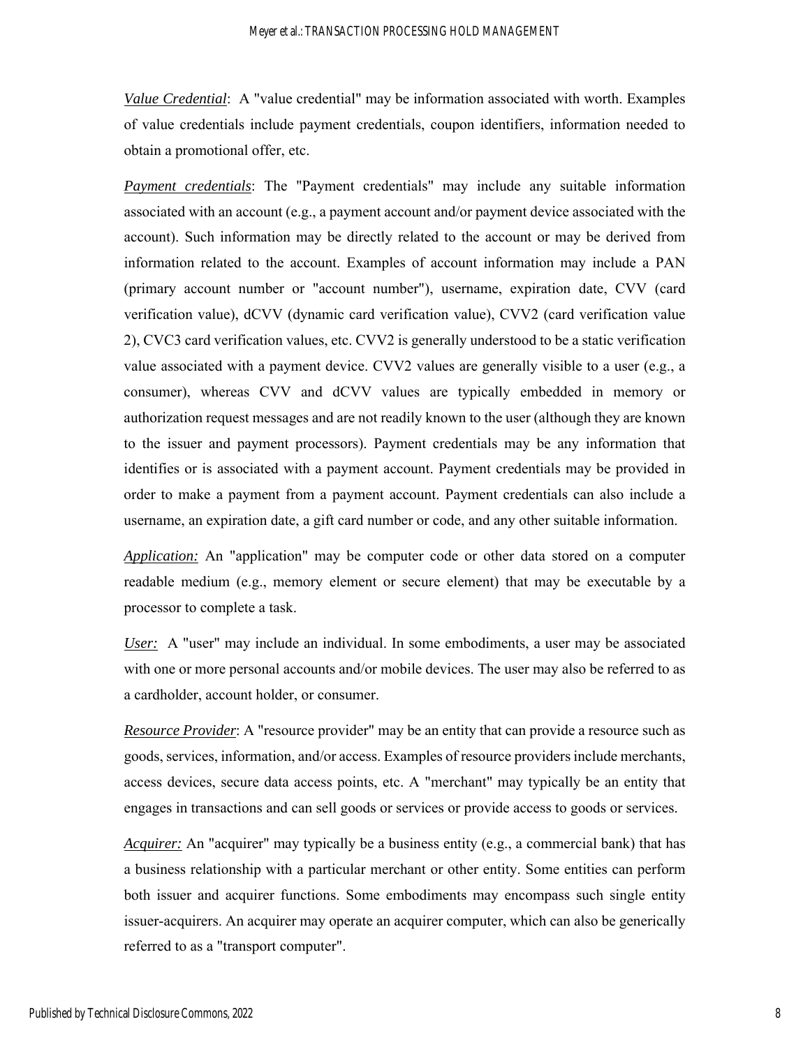*Value Credential*: A "value credential" may be information associated with worth. Examples of value credentials include payment credentials, coupon identifiers, information needed to obtain a promotional offer, etc.

*Payment credentials*: The "Payment credentials" may include any suitable information associated with an account (e.g., a payment account and/or payment device associated with the account). Such information may be directly related to the account or may be derived from information related to the account. Examples of account information may include a PAN (primary account number or "account number"), username, expiration date, CVV (card verification value), dCVV (dynamic card verification value), CVV2 (card verification value 2), CVC3 card verification values, etc. CVV2 is generally understood to be a static verification value associated with a payment device. CVV2 values are generally visible to a user (e.g., a consumer), whereas CVV and dCVV values are typically embedded in memory or authorization request messages and are not readily known to the user (although they are known to the issuer and payment processors). Payment credentials may be any information that identifies or is associated with a payment account. Payment credentials may be provided in order to make a payment from a payment account. Payment credentials can also include a username, an expiration date, a gift card number or code, and any other suitable information.

*Application:* An "application" may be computer code or other data stored on a computer readable medium (e.g., memory element or secure element) that may be executable by a processor to complete a task.

*User:* A "user" may include an individual. In some embodiments, a user may be associated with one or more personal accounts and/or mobile devices. The user may also be referred to as a cardholder, account holder, or consumer.

*Resource Provider*: A "resource provider" may be an entity that can provide a resource such as goods, services, information, and/or access. Examples of resource providers include merchants, access devices, secure data access points, etc. A "merchant" may typically be an entity that engages in transactions and can sell goods or services or provide access to goods or services.

*Acquirer:* An "acquirer" may typically be a business entity (e.g., a commercial bank) that has a business relationship with a particular merchant or other entity. Some entities can perform both issuer and acquirer functions. Some embodiments may encompass such single entity issuer-acquirers. An acquirer may operate an acquirer computer, which can also be generically referred to as a "transport computer".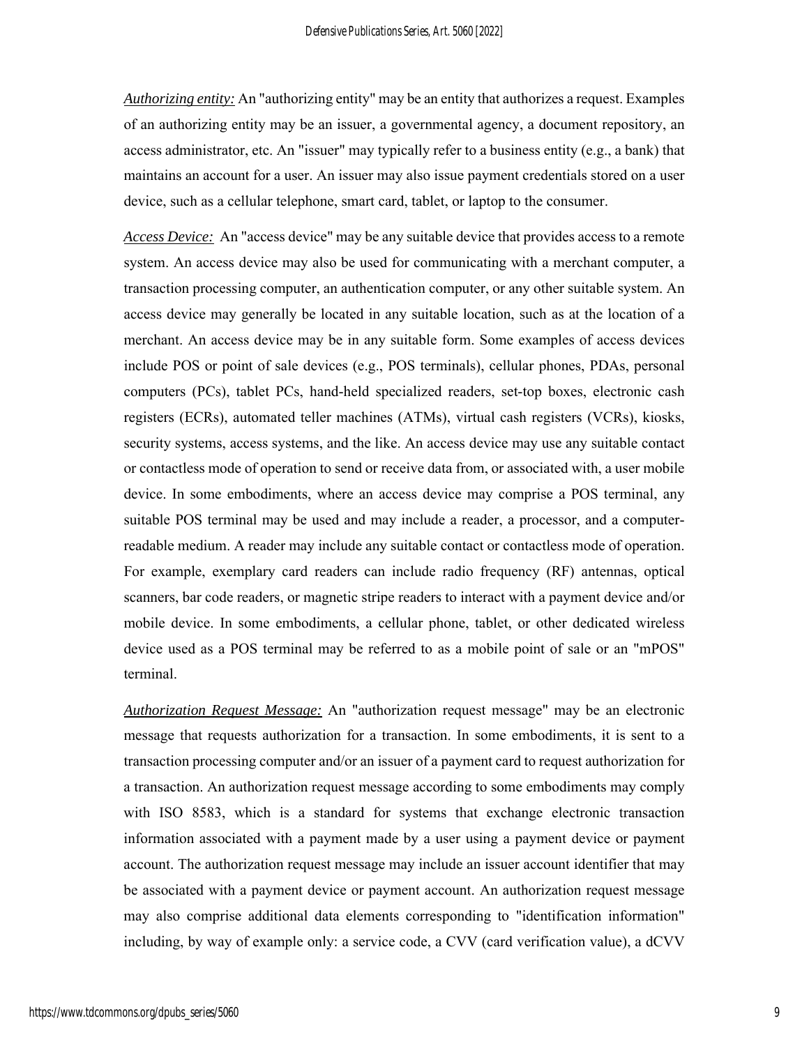*Authorizing entity:* An "authorizing entity" may be an entity that authorizes a request. Examples of an authorizing entity may be an issuer, a governmental agency, a document repository, an access administrator, etc. An "issuer" may typically refer to a business entity (e.g., a bank) that maintains an account for a user. An issuer may also issue payment credentials stored on a user device, such as a cellular telephone, smart card, tablet, or laptop to the consumer.

*Access Device:* An "access device" may be any suitable device that provides access to a remote system. An access device may also be used for communicating with a merchant computer, a transaction processing computer, an authentication computer, or any other suitable system. An access device may generally be located in any suitable location, such as at the location of a merchant. An access device may be in any suitable form. Some examples of access devices include POS or point of sale devices (e.g., POS terminals), cellular phones, PDAs, personal computers (PCs), tablet PCs, hand-held specialized readers, set-top boxes, electronic cash registers (ECRs), automated teller machines (ATMs), virtual cash registers (VCRs), kiosks, security systems, access systems, and the like. An access device may use any suitable contact or contactless mode of operation to send or receive data from, or associated with, a user mobile device. In some embodiments, where an access device may comprise a POS terminal, any suitable POS terminal may be used and may include a reader, a processor, and a computer-readable medium. A reader may include any suitable contact or contactless mode of operation. For example, exemplary card readers can include radio frequency (RF) antennas, optical scanners, bar code readers, or magnetic stripe readers to interact with a payment device and/or mobile device. In some embodiments, a cellular phone, tablet, or other dedicated wireless device used as a POS terminal may be referred to as a mobile point of sale or an "mPOS" terminal.

*Authorization Request Message:* An "authorization request message" may be an electronic message that requests authorization for a transaction. In some embodiments, it is sent to a transaction processing computer and/or an issuer of a payment card to request authorization for a transaction. An authorization request message according to some embodiments may comply with ISO 8583, which is a standard for systems that exchange electronic transaction information associated with a payment made by a user using a payment device or payment account. The authorization request message may include an issuer account identifier that may be associated with a payment device or payment account. An authorization request message may also comprise additional data elements corresponding to "identification information" including, by way of example only: a service code, a CVV (card verification value), a dCVV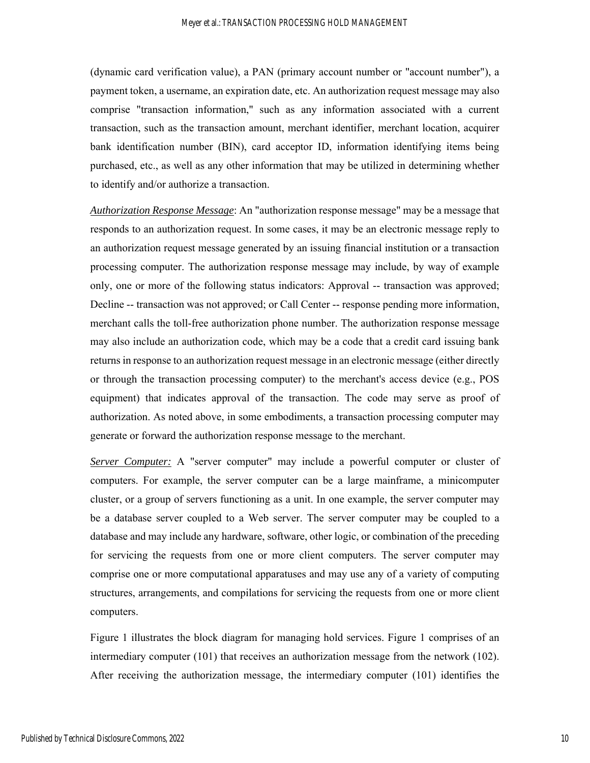(dynamic card verification value), a PAN (primary account number or "account number"), a payment token, a username, an expiration date, etc. An authorization request message may also comprise "transaction information," such as any information associated with a current transaction, such as the transaction amount, merchant identifier, merchant location, acquirer bank identification number (BIN), card acceptor ID, information identifying items being purchased, etc., as well as any other information that may be utilized in determining whether to identify and/or authorize a transaction.

*__Authorization Response Message__*: An "authorization response message" may be a message that responds to an authorization request. In some cases, it may be an electronic message reply to an authorization request message generated by an issuing financial institution or a transaction processing computer. The authorization response message may include, by way of example only, one or more of the following status indicators: Approval -- transaction was approved; Decline -- transaction was not approved; or Call Center -- response pending more information, merchant calls the toll-free authorization phone number. The authorization response message may also include an authorization code, which may be a code that a credit card issuing bank returns in response to an authorization request message in an electronic message (either directly or through the transaction processing computer) to the merchant's access device (e.g., POS equipment) that indicates approval of the transaction. The code may serve as proof of authorization. As noted above, in some embodiments, a transaction processing computer may generate or forward the authorization response message to the merchant.

*__Server Computer:__* A "server computer" may include a powerful computer or cluster of computers. For example, the server computer can be a large mainframe, a minicomputer cluster, or a group of servers functioning as a unit. In one example, the server computer may be a database server coupled to a Web server. The server computer may be coupled to a database and may include any hardware, software, other logic, or combination of the preceding for servicing the requests from one or more client computers. The server computer may comprise one or more computational apparatuses and may use any of a variety of computing structures, arrangements, and compilations for servicing the requests from one or more client computers.

Figure 1 illustrates the block diagram for managing hold services. Figure 1 comprises of an intermediary computer (101) that receives an authorization message from the network (102). After receiving the authorization message, the intermediary computer (101) identifies the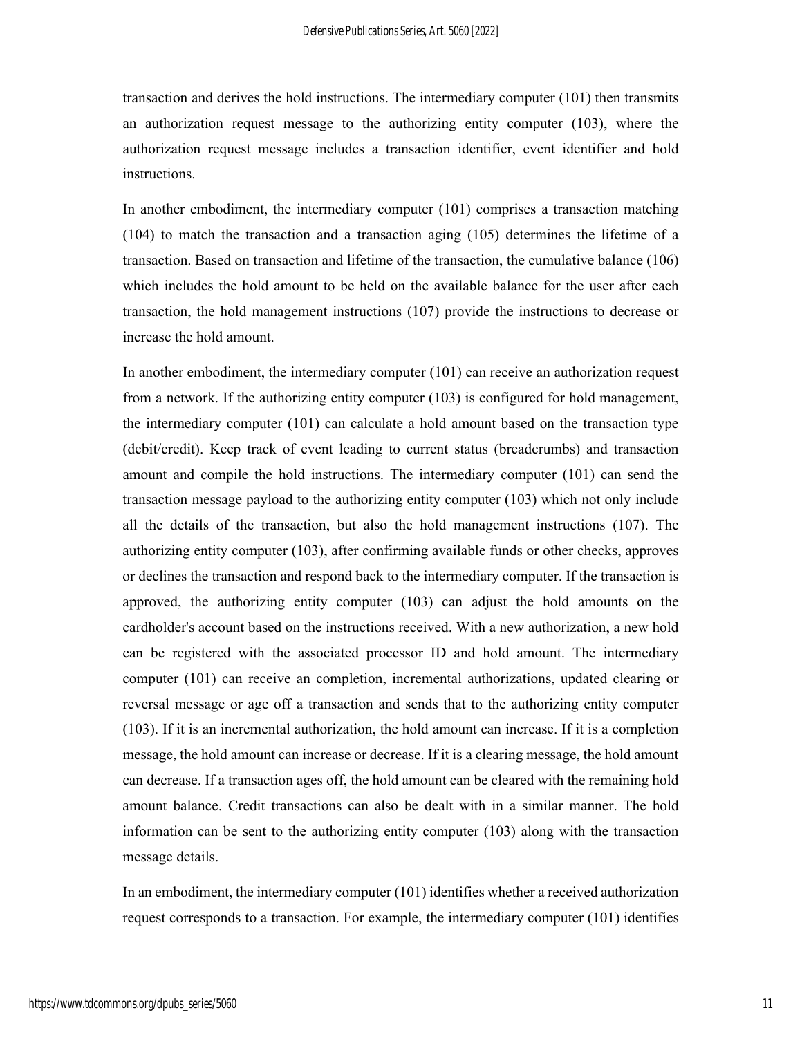transaction and derives the hold instructions. The intermediary computer (101) then transmits an authorization request message to the authorizing entity computer (103), where the authorization request message includes a transaction identifier, event identifier and hold instructions.

In another embodiment, the intermediary computer (101) comprises a transaction matching (104) to match the transaction and a transaction aging (105) determines the lifetime of a transaction. Based on transaction and lifetime of the transaction, the cumulative balance (106) which includes the hold amount to be held on the available balance for the user after each transaction, the hold management instructions (107) provide the instructions to decrease or increase the hold amount.

In another embodiment, the intermediary computer (101) can receive an authorization request from a network. If the authorizing entity computer (103) is configured for hold management, the intermediary computer (101) can calculate a hold amount based on the transaction type (debit/credit). Keep track of event leading to current status (breadcrumbs) and transaction amount and compile the hold instructions. The intermediary computer (101) can send the transaction message payload to the authorizing entity computer (103) which not only include all the details of the transaction, but also the hold management instructions (107). The authorizing entity computer (103), after confirming available funds or other checks, approves or declines the transaction and respond back to the intermediary computer. If the transaction is approved, the authorizing entity computer (103) can adjust the hold amounts on the cardholder's account based on the instructions received. With a new authorization, a new hold can be registered with the associated processor ID and hold amount. The intermediary computer (101) can receive an completion, incremental authorizations, updated clearing or reversal message or age off a transaction and sends that to the authorizing entity computer (103). If it is an incremental authorization, the hold amount can increase. If it is a completion message, the hold amount can increase or decrease. If it is a clearing message, the hold amount can decrease. If a transaction ages off, the hold amount can be cleared with the remaining hold amount balance. Credit transactions can also be dealt with in a similar manner. The hold information can be sent to the authorizing entity computer (103) along with the transaction message details.

In an embodiment, the intermediary computer (101) identifies whether a received authorization request corresponds to a transaction. For example, the intermediary computer (101) identifies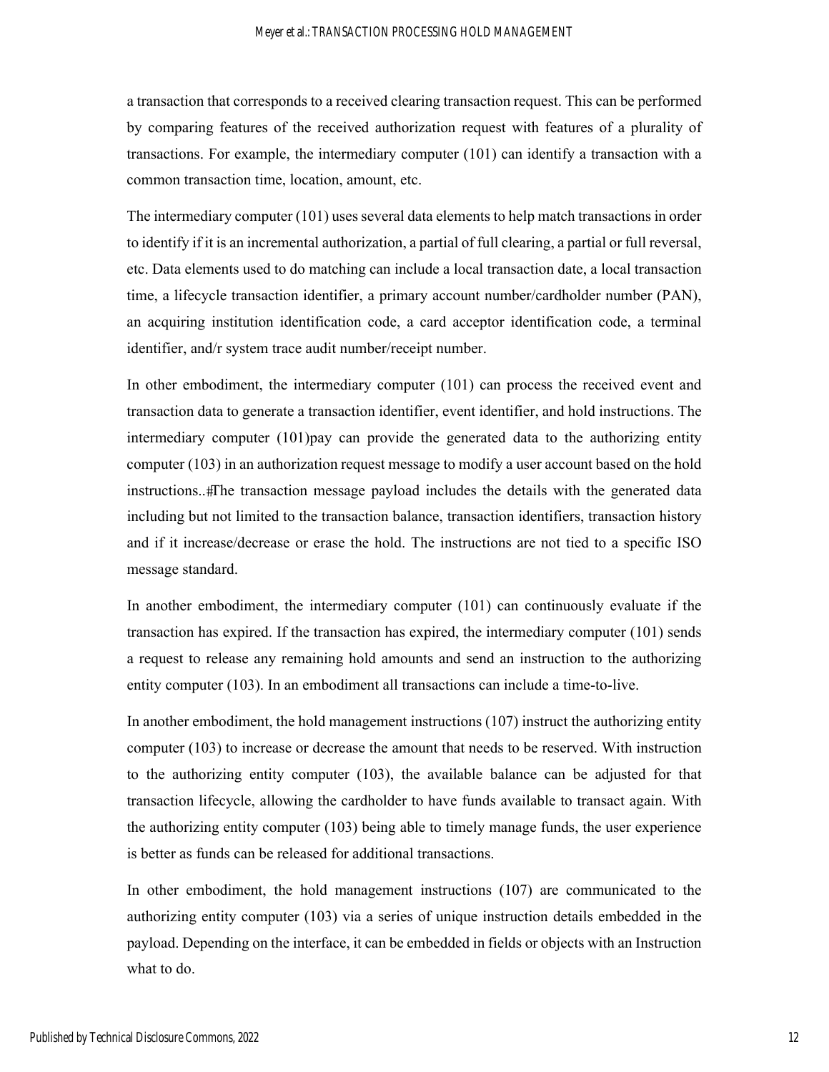a transaction that corresponds to a received clearing transaction request. This can be performed by comparing features of the received authorization request with features of a plurality of transactions. For example, the intermediary computer (101) can identify a transaction with a common transaction time, location, amount, etc.

The intermediary computer (101) uses several data elements to help match transactions in order to identify if it is an incremental authorization, a partial of full clearing, a partial or full reversal, etc. Data elements used to do matching can include a local transaction date, a local transaction time, a lifecycle transaction identifier, a primary account number/cardholder number (PAN), an acquiring institution identification code, a card acceptor identification code, a terminal identifier, and/r system trace audit number/receipt number.

In other embodiment, the intermediary computer (101) can process the received event and transaction data to generate a transaction identifier, event identifier, and hold instructions. The intermediary computer (101)pay can provide the generated data to the authorizing entity computer (103) in an authorization request message to modify a user account based on the hold instructions.. The transaction message payload includes the details with the generated data including but not limited to the transaction balance, transaction identifiers, transaction history and if it increase/decrease or erase the hold. The instructions are not tied to a specific ISO message standard.

In another embodiment, the intermediary computer (101) can continuously evaluate if the transaction has expired. If the transaction has expired, the intermediary computer (101) sends a request to release any remaining hold amounts and send an instruction to the authorizing entity computer (103). In an embodiment all transactions can include a time-to-live.

In another embodiment, the hold management instructions (107) instruct the authorizing entity computer (103) to increase or decrease the amount that needs to be reserved. With instruction to the authorizing entity computer (103), the available balance can be adjusted for that transaction lifecycle, allowing the cardholder to have funds available to transact again. With the authorizing entity computer (103) being able to timely manage funds, the user experience is better as funds can be released for additional transactions.

In other embodiment, the hold management instructions (107) are communicated to the authorizing entity computer (103) via a series of unique instruction details embedded in the payload. Depending on the interface, it can be embedded in fields or objects with an Instruction what to do.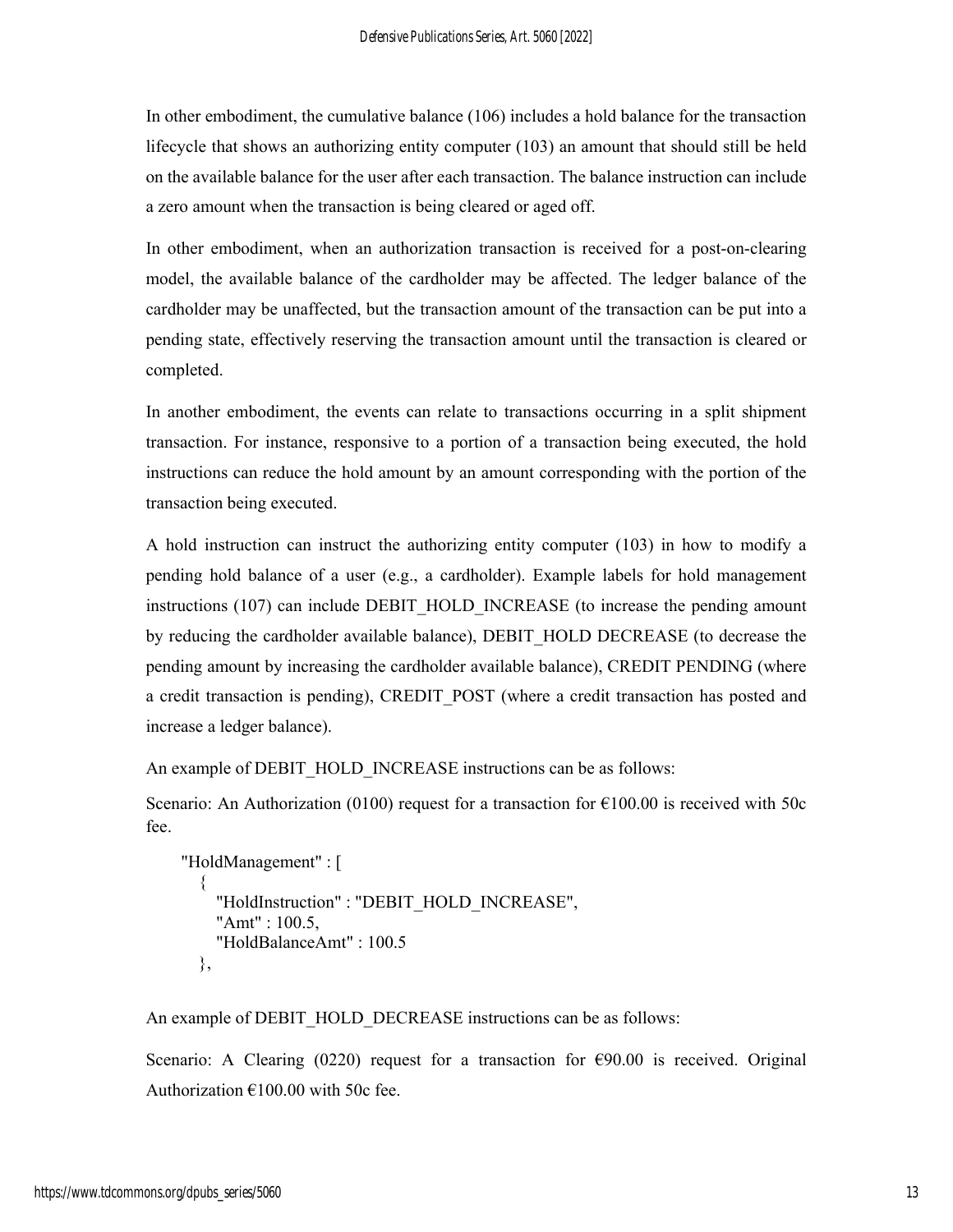In other embodiment, the cumulative balance (106) includes a hold balance for the transaction lifecycle that shows an authorizing entity computer (103) an amount that should still be held on the available balance for the user after each transaction. The balance instruction can include a zero amount when the transaction is being cleared or aged off.

In other embodiment, when an authorization transaction is received for a post-on-clearing model, the available balance of the cardholder may be affected. The ledger balance of the cardholder may be unaffected, but the transaction amount of the transaction can be put into a pending state, effectively reserving the transaction amount until the transaction is cleared or completed.

In another embodiment, the events can relate to transactions occurring in a split shipment transaction. For instance, responsive to a portion of a transaction being executed, the hold instructions can reduce the hold amount by an amount corresponding with the portion of the transaction being executed.

A hold instruction can instruct the authorizing entity computer (103) in how to modify a pending hold balance of a user (e.g., a cardholder). Example labels for hold management instructions (107) can include DEBIT_HOLD_INCREASE (to increase the pending amount by reducing the cardholder available balance), DEBIT_HOLD DECREASE (to decrease the pending amount by increasing the cardholder available balance), CREDIT PENDING (where a credit transaction is pending), CREDIT_POST (where a credit transaction has posted and increase a ledger balance).

An example of DEBIT_HOLD_INCREASE instructions can be as follows:

Scenario: An Authorization (0100) request for a transaction for €100.00 is received with 50c fee.

```
"HoldManagement" : [
  {
    "HoldInstruction" : "DEBIT_HOLD_INCREASE",
    "Amt" : 100.5,
    "HoldBalanceAmt" : 100.5
  },
```

An example of DEBIT_HOLD_DECREASE instructions can be as follows:

Scenario: A Clearing (0220) request for a transaction for €90.00 is received. Original Authorization €100.00 with 50c fee.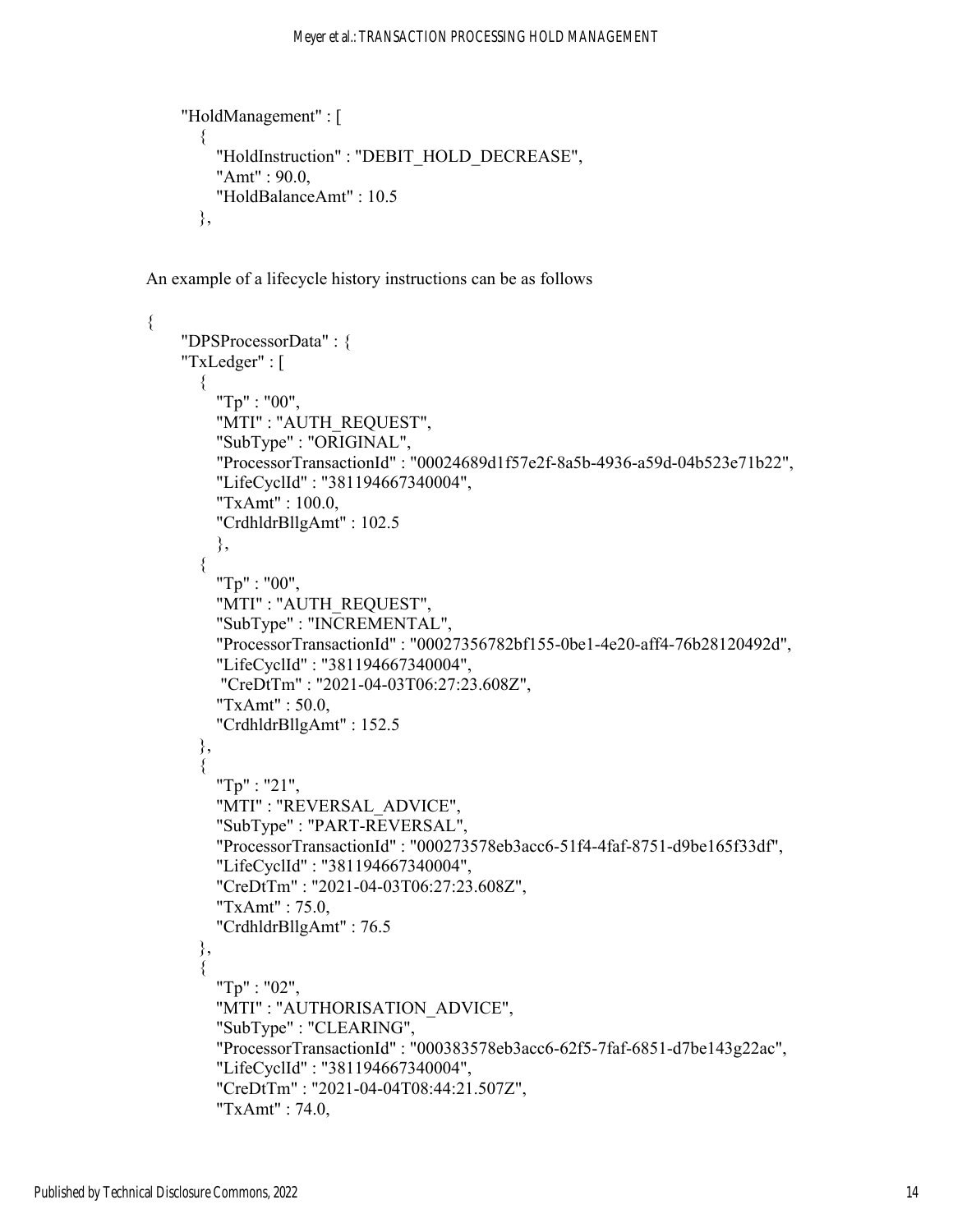```
"HoldManagement" : [
  {
    "HoldInstruction" : "DEBIT_HOLD_DECREASE",
    "Amt" : 90.0,
    "HoldBalanceAmt" : 10.5
  },
```

An example of a lifecycle history instructions can be as follows

```
{
  "DPSProcessorData" : {
  "TxLedger" : [
    {
      "Tp" : "00",
      "MTI" : "AUTH_REQUEST",
      "SubType" : "ORIGINAL",
      "ProcessorTransactionId" : "00024689d1f57e2f-8a5b-4936-a59d-04b523e71b22",
      "LifeCyclId" : "381194667340004",
      "TxAmt" : 100.0,
      "CrdhldrBllgAmt" : 102.5
      },
    {
      "Tp" : "00",
      "MTI" : "AUTH_REQUEST",
      "SubType" : "INCREMENTAL",
      "ProcessorTransactionId" : "00027356782bf155-0be1-4e20-aff4-76b28120492d",
      "LifeCyclId" : "381194667340004",
       "CreDtTm" : "2021-04-03T06:27:23.608Z",
      "TxAmt" : 50.0,
      "CrdhldrBllgAmt" : 152.5
    },
    {
      "Tp" : "21",
      "MTI" : "REVERSAL_ADVICE",
      "SubType" : "PART-REVERSAL",
      "ProcessorTransactionId" : "000273578eb3acc6-51f4-4faf-8751-d9be165f33df",
      "LifeCyclId" : "381194667340004",
      "CreDtTm" : "2021-04-03T06:27:23.608Z",
      "TxAmt" : 75.0,
      "CrdhldrBllgAmt" : 76.5
    },
    {
      "Tp" : "02",
      "MTI" : "AUTHORISATION_ADVICE",
      "SubType" : "CLEARING",
      "ProcessorTransactionId" : "000383578eb3acc6-62f5-7faf-6851-d7be143g22ac",
      "LifeCyclId" : "381194667340004",
      "CreDtTm" : "2021-04-04T08:44:21.507Z",
      "TxAmt" : 74.0,
```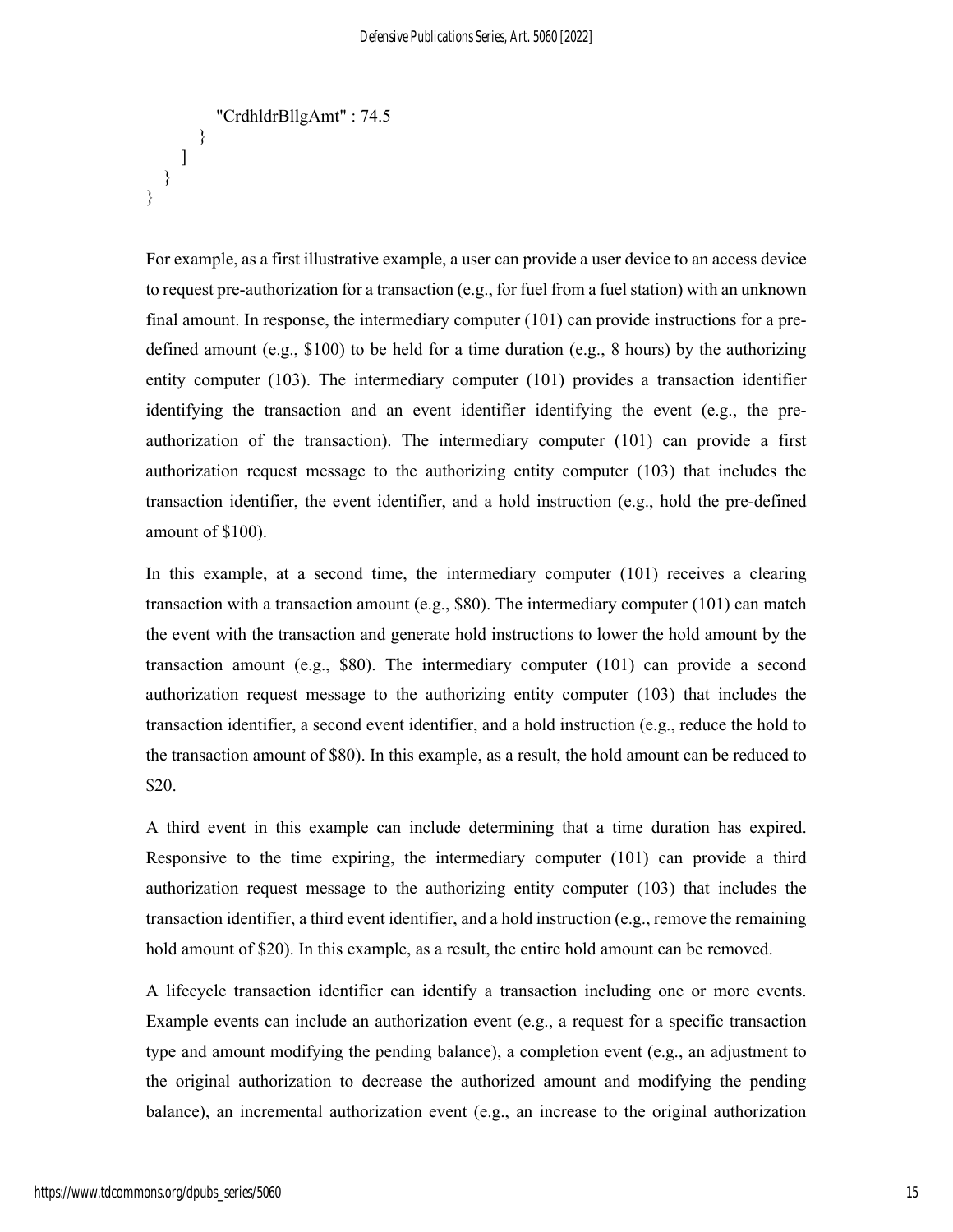```
            "CrdhldrBllgAmt" : 74.5
        }
      ]
    }
}
```

For example, as a first illustrative example, a user can provide a user device to an access device to request pre-authorization for a transaction (e.g., for fuel from a fuel station) with an unknown final amount. In response, the intermediary computer (101) can provide instructions for a pre-defined amount (e.g., $100) to be held for a time duration (e.g., 8 hours) by the authorizing entity computer (103). The intermediary computer (101) provides a transaction identifier identifying the transaction and an event identifier identifying the event (e.g., the pre-authorization of the transaction). The intermediary computer (101) can provide a first authorization request message to the authorizing entity computer (103) that includes the transaction identifier, the event identifier, and a hold instruction (e.g., hold the pre-defined amount of $100).

In this example, at a second time, the intermediary computer (101) receives a clearing transaction with a transaction amount (e.g., $80). The intermediary computer (101) can match the event with the transaction and generate hold instructions to lower the hold amount by the transaction amount (e.g., $80). The intermediary computer (101) can provide a second authorization request message to the authorizing entity computer (103) that includes the transaction identifier, a second event identifier, and a hold instruction (e.g., reduce the hold to the transaction amount of $80). In this example, as a result, the hold amount can be reduced to $20.

A third event in this example can include determining that a time duration has expired. Responsive to the time expiring, the intermediary computer (101) can provide a third authorization request message to the authorizing entity computer (103) that includes the transaction identifier, a third event identifier, and a hold instruction (e.g., remove the remaining hold amount of $20). In this example, as a result, the entire hold amount can be removed.

A lifecycle transaction identifier can identify a transaction including one or more events. Example events can include an authorization event (e.g., a request for a specific transaction type and amount modifying the pending balance), a completion event (e.g., an adjustment to the original authorization to decrease the authorized amount and modifying the pending balance), an incremental authorization event (e.g., an increase to the original authorization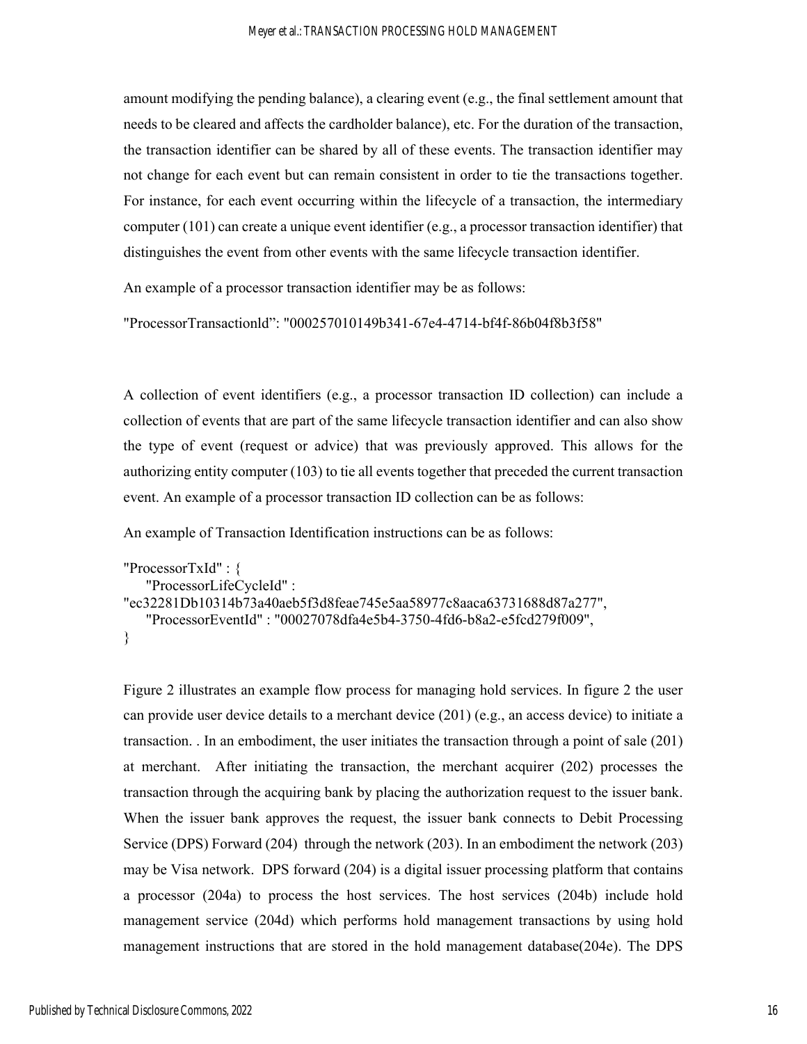amount modifying the pending balance), a clearing event (e.g., the final settlement amount that needs to be cleared and affects the cardholder balance), etc. For the duration of the transaction, the transaction identifier can be shared by all of these events. The transaction identifier may not change for each event but can remain consistent in order to tie the transactions together. For instance, for each event occurring within the lifecycle of a transaction, the intermediary computer (101) can create a unique event identifier (e.g., a processor transaction identifier) that distinguishes the event from other events with the same lifecycle transaction identifier.

An example of a processor transaction identifier may be as follows:

"ProcessorTransactionld": "000257010149b341-67e4-4714-bf4f-86b04f8b3f58"

A collection of event identifiers (e.g., a processor transaction ID collection) can include a collection of events that are part of the same lifecycle transaction identifier and can also show the type of event (request or advice) that was previously approved. This allows for the authorizing entity computer (103) to tie all events together that preceded the current transaction event. An example of a processor transaction ID collection can be as follows:

An example of Transaction Identification instructions can be as follows:

```
"ProcessorTxId" : {
    "ProcessorLifeCycleId" :
"ec32281Db10314b73a40aeb5f3d8feae745e5aa58977c8aaca63731688d87a277",
    "ProcessorEventId" : "00027078dfa4e5b4-3750-4fd6-b8a2-e5fcd279f009",
}
```

Figure 2 illustrates an example flow process for managing hold services. In figure 2 the user can provide user device details to a merchant device (201) (e.g., an access device) to initiate a transaction. . In an embodiment, the user initiates the transaction through a point of sale (201) at merchant. After initiating the transaction, the merchant acquirer (202) processes the transaction through the acquiring bank by placing the authorization request to the issuer bank. When the issuer bank approves the request, the issuer bank connects to Debit Processing Service (DPS) Forward (204) through the network (203). In an embodiment the network (203) may be Visa network. DPS forward (204) is a digital issuer processing platform that contains a processor (204a) to process the host services. The host services (204b) include hold management service (204d) which performs hold management transactions by using hold management instructions that are stored in the hold management database(204e). The DPS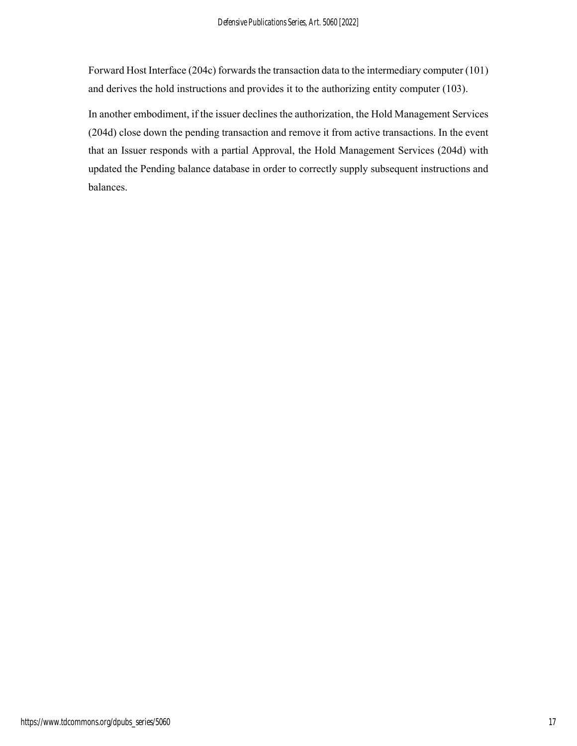Forward Host Interface (204c) forwards the transaction data to the intermediary computer (101) and derives the hold instructions and provides it to the authorizing entity computer (103).

In another embodiment, if the issuer declines the authorization, the Hold Management Services (204d) close down the pending transaction and remove it from active transactions. In the event that an Issuer responds with a partial Approval, the Hold Management Services (204d) with updated the Pending balance database in order to correctly supply subsequent instructions and balances.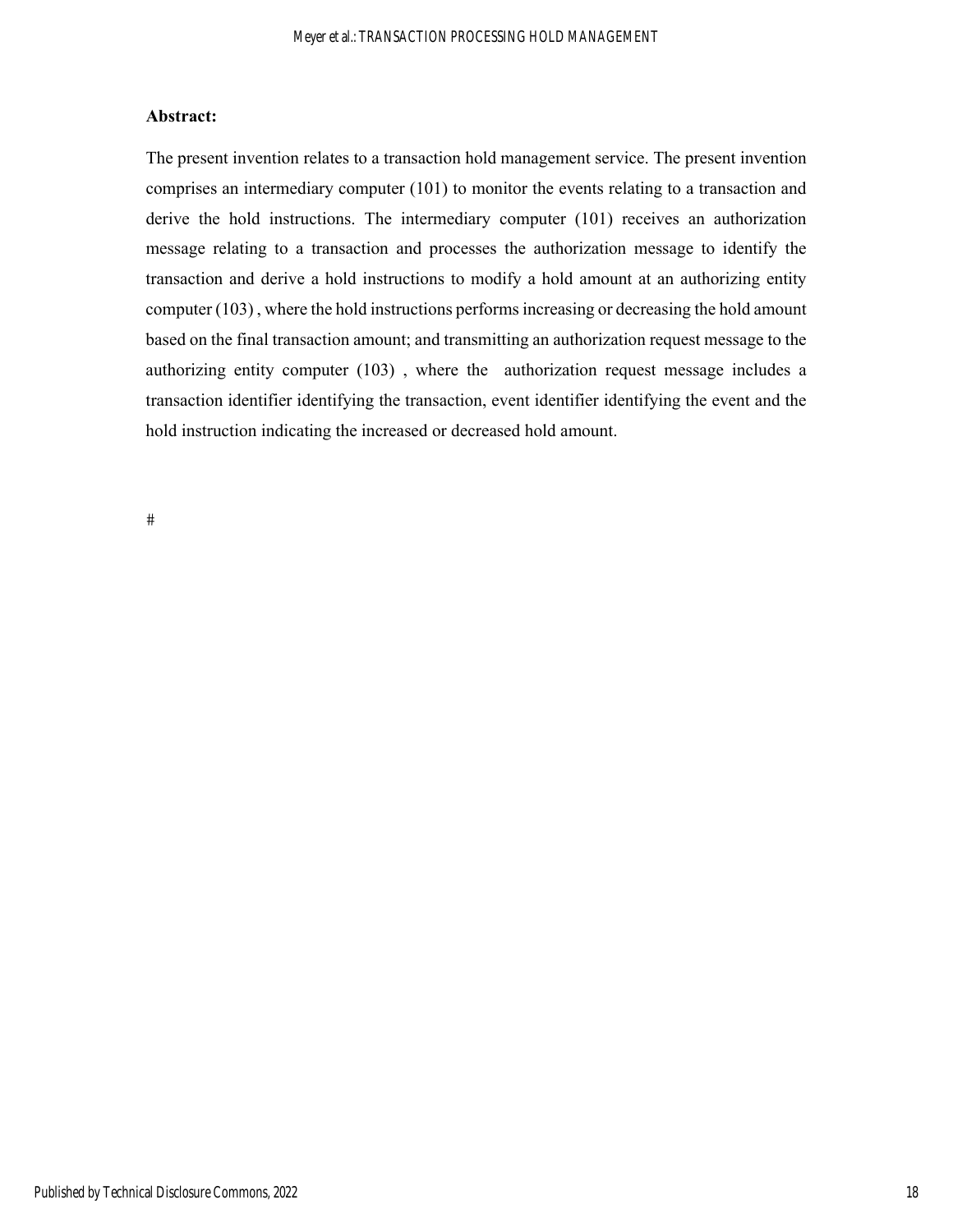**Abstract:**

The present invention relates to a transaction hold management service. The present invention comprises an intermediary computer (101) to monitor the events relating to a transaction and derive the hold instructions. The intermediary computer (101) receives an authorization message relating to a transaction and processes the authorization message to identify the transaction and derive a hold instructions to modify a hold amount at an authorizing entity computer (103) , where the hold instructions performs increasing or decreasing the hold amount based on the final transaction amount; and transmitting an authorization request message to the authorizing entity computer (103) , where the authorization request message includes a transaction identifier identifying the transaction, event identifier identifying the event and the hold instruction indicating the increased or decreased hold amount.

#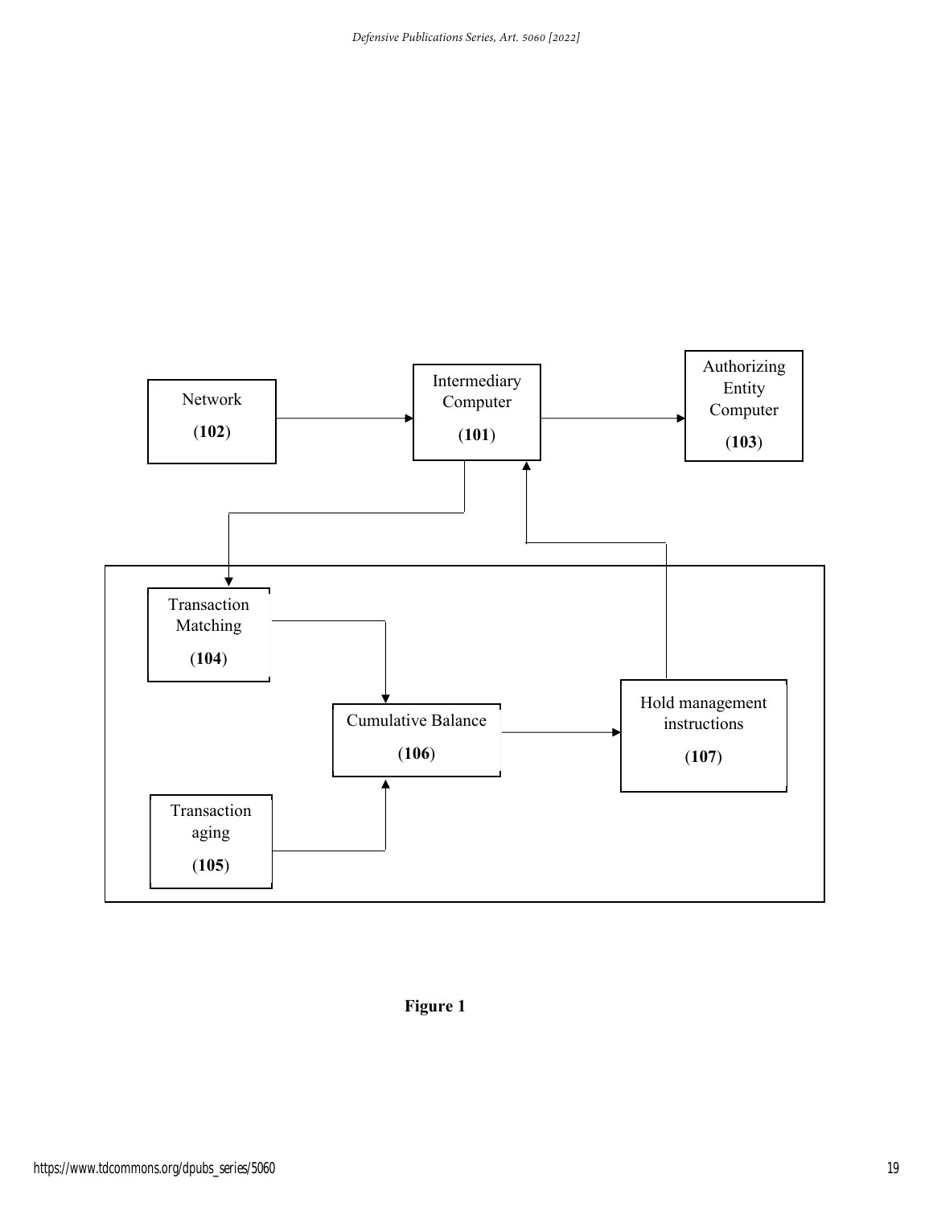Network

(102)

Intermediary Computer

(101)

Authorizing Entity Computer

(103)

Transaction Matching

(104)

Cumulative Balance

(106)

Hold management instructions

(107)

Transaction aging

(105)

**Figure 1**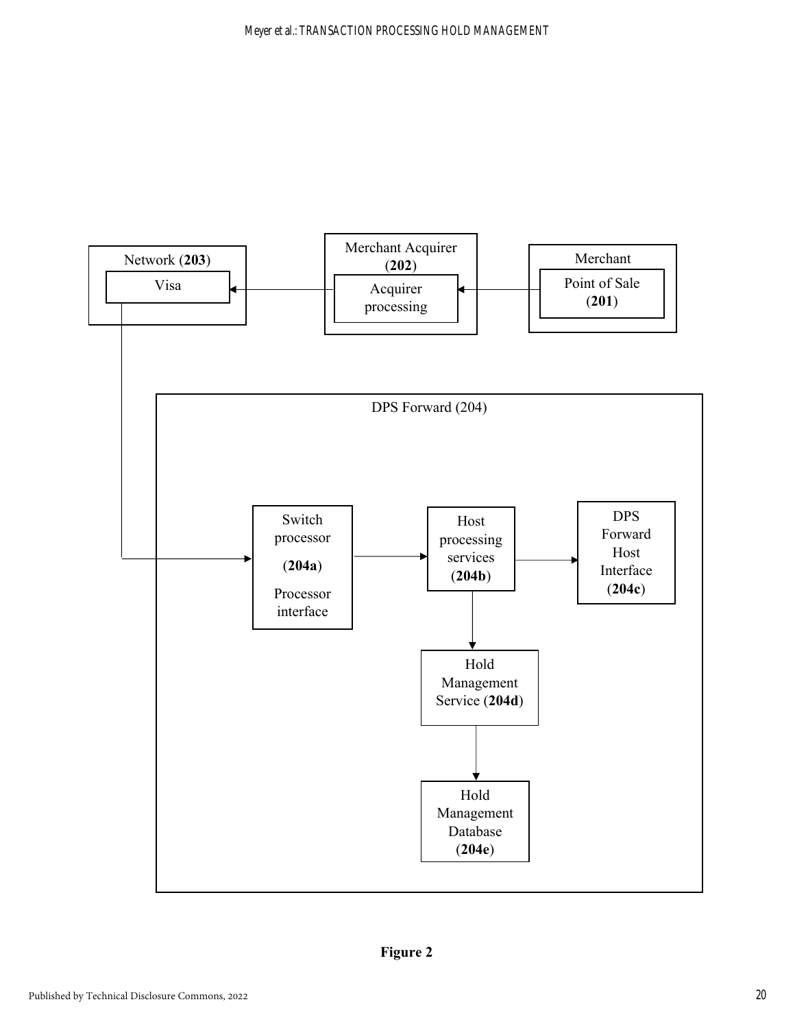Network (**203**)

Visa

Merchant Acquirer (**202**)

Acquirer processing

Merchant

Point of Sale (**201**)

DPS Forward (204)

Switch processor

(**204a**)

Processor interface

Host processing services (**204b**)

DPS Forward Host Interface (**204c**)

Hold Management Service (**204d**)

Hold Management Database (**204e**)

**Figure 2**